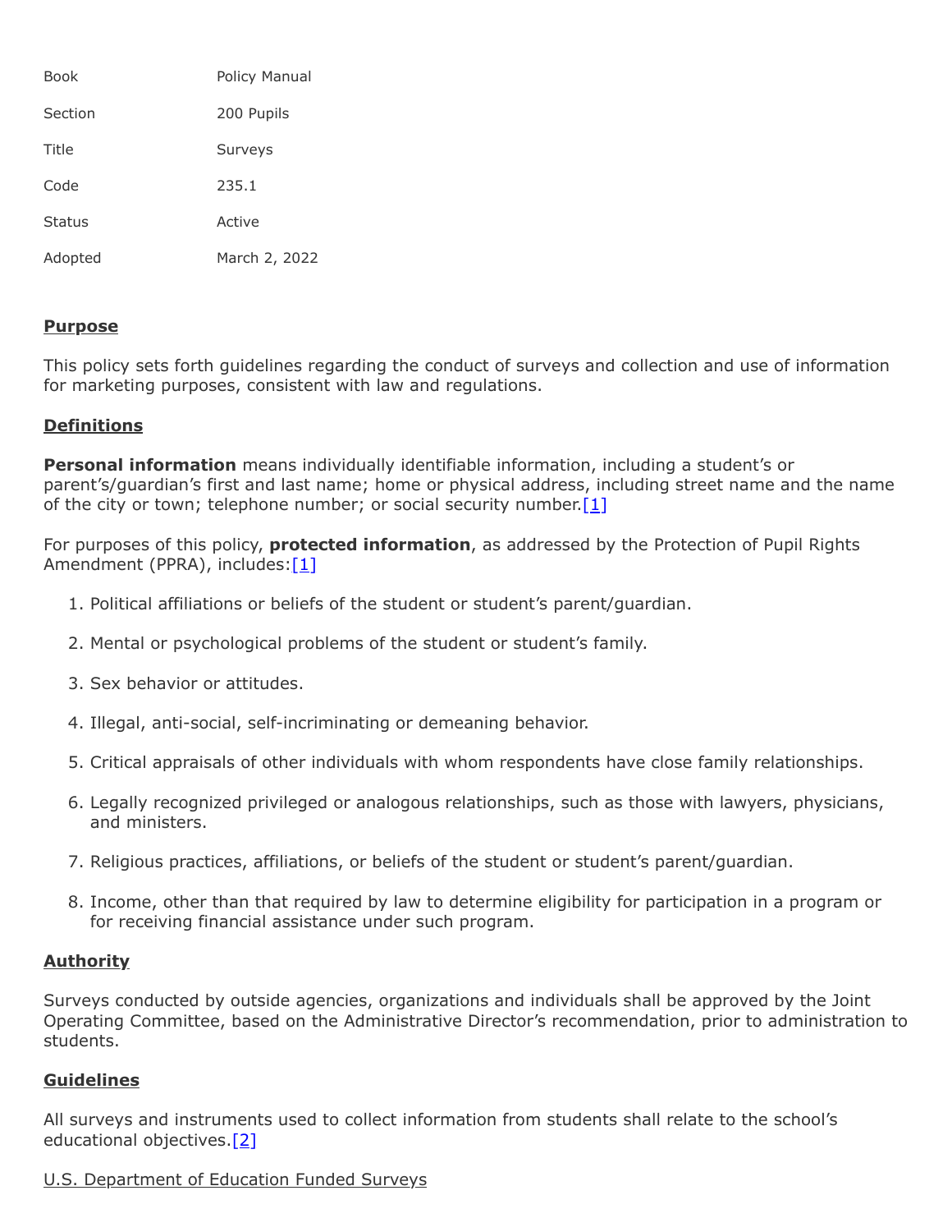| | |
|---|---|
| Book | Policy Manual |
| Section | 200 Pupils |
| Title | Surveys |
| Code | 235.1 |
| Status | Active |
| Adopted | March 2, 2022 |

## Purpose

This policy sets forth guidelines regarding the conduct of surveys and collection and use of information for marketing purposes, consistent with law and regulations.

## Definitions

**Personal information** means individually identifiable information, including a student's or parent's/guardian's first and last name; home or physical address, including street name and the name of the city or town; telephone number; or social security number.[1]

For purposes of this policy, **protected information**, as addressed by the Protection of Pupil Rights Amendment (PPRA), includes:[1]

1. Political affiliations or beliefs of the student or student's parent/guardian.
2. Mental or psychological problems of the student or student's family.
3. Sex behavior or attitudes.
4. Illegal, anti-social, self-incriminating or demeaning behavior.
5. Critical appraisals of other individuals with whom respondents have close family relationships.
6. Legally recognized privileged or analogous relationships, such as those with lawyers, physicians, and ministers.
7. Religious practices, affiliations, or beliefs of the student or student's parent/guardian.
8. Income, other than that required by law to determine eligibility for participation in a program or for receiving financial assistance under such program.

## Authority

Surveys conducted by outside agencies, organizations and individuals shall be approved by the Joint Operating Committee, based on the Administrative Director's recommendation, prior to administration to students.

## Guidelines

All surveys and instruments used to collect information from students shall relate to the school's educational objectives.[2]

U.S. Department of Education Funded Surveys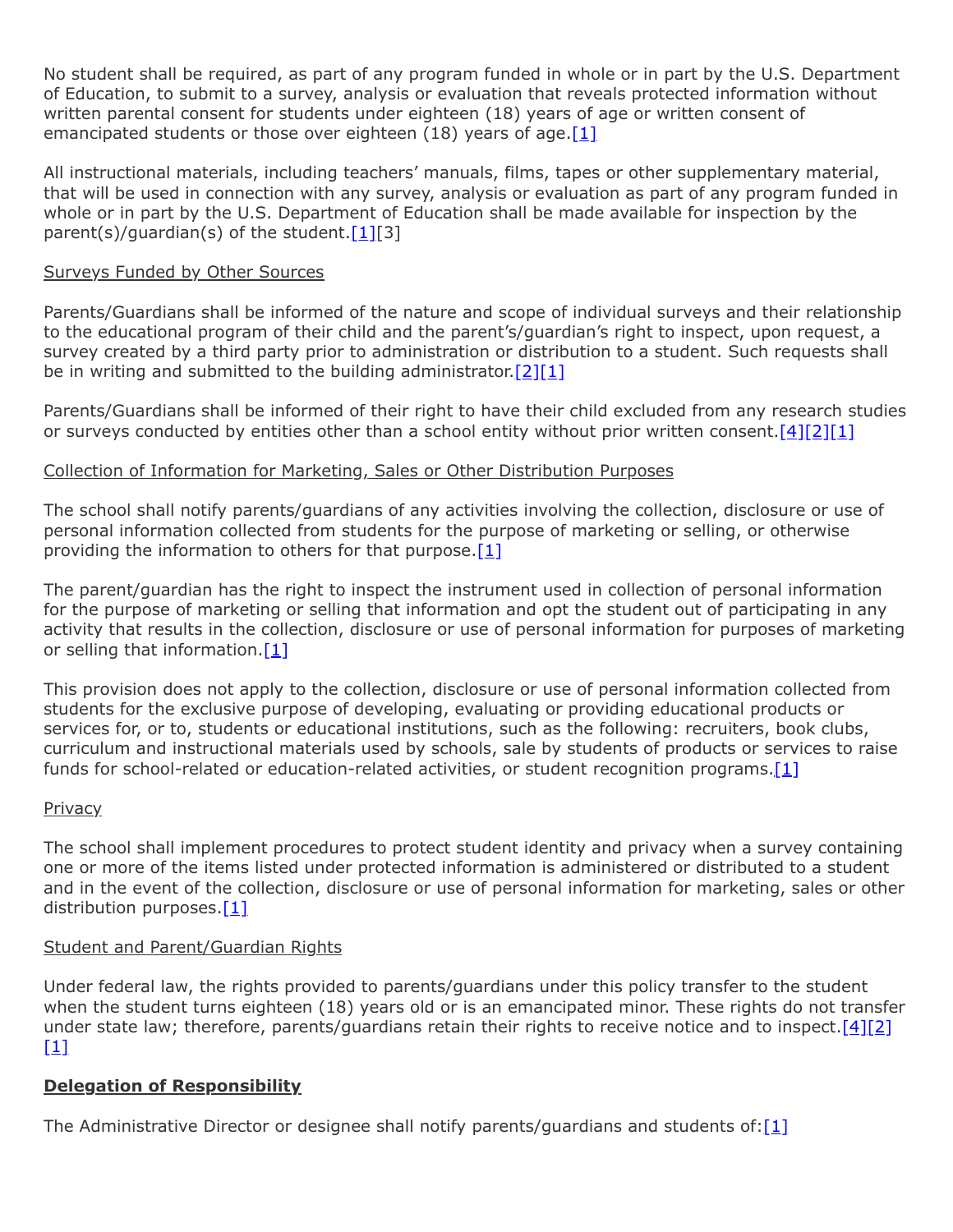No student shall be required, as part of any program funded in whole or in part by the U.S. Department of Education, to submit to a survey, analysis or evaluation that reveals protected information without written parental consent for students under eighteen (18) years of age or written consent of emancipated students or those over eighteen (18) years of age.[1]

All instructional materials, including teachers' manuals, films, tapes or other supplementary material, that will be used in connection with any survey, analysis or evaluation as part of any program funded in whole or in part by the U.S. Department of Education shall be made available for inspection by the parent(s)/guardian(s) of the student.[1][3]

Surveys Funded by Other Sources

Parents/Guardians shall be informed of the nature and scope of individual surveys and their relationship to the educational program of their child and the parent's/guardian's right to inspect, upon request, a survey created by a third party prior to administration or distribution to a student. Such requests shall be in writing and submitted to the building administrator.[2][1]

Parents/Guardians shall be informed of their right to have their child excluded from any research studies or surveys conducted by entities other than a school entity without prior written consent.[4][2][1]

Collection of Information for Marketing, Sales or Other Distribution Purposes

The school shall notify parents/guardians of any activities involving the collection, disclosure or use of personal information collected from students for the purpose of marketing or selling, or otherwise providing the information to others for that purpose.[1]

The parent/guardian has the right to inspect the instrument used in collection of personal information for the purpose of marketing or selling that information and opt the student out of participating in any activity that results in the collection, disclosure or use of personal information for purposes of marketing or selling that information.[1]

This provision does not apply to the collection, disclosure or use of personal information collected from students for the exclusive purpose of developing, evaluating or providing educational products or services for, or to, students or educational institutions, such as the following: recruiters, book clubs, curriculum and instructional materials used by schools, sale by students of products or services to raise funds for school-related or education-related activities, or student recognition programs.[1]

Privacy

The school shall implement procedures to protect student identity and privacy when a survey containing one or more of the items listed under protected information is administered or distributed to a student and in the event of the collection, disclosure or use of personal information for marketing, sales or other distribution purposes.[1]

Student and Parent/Guardian Rights

Under federal law, the rights provided to parents/guardians under this policy transfer to the student when the student turns eighteen (18) years old or is an emancipated minor. These rights do not transfer under state law; therefore, parents/guardians retain their rights to receive notice and to inspect.[4][2][1]

**Delegation of Responsibility**

The Administrative Director or designee shall notify parents/guardians and students of:[1]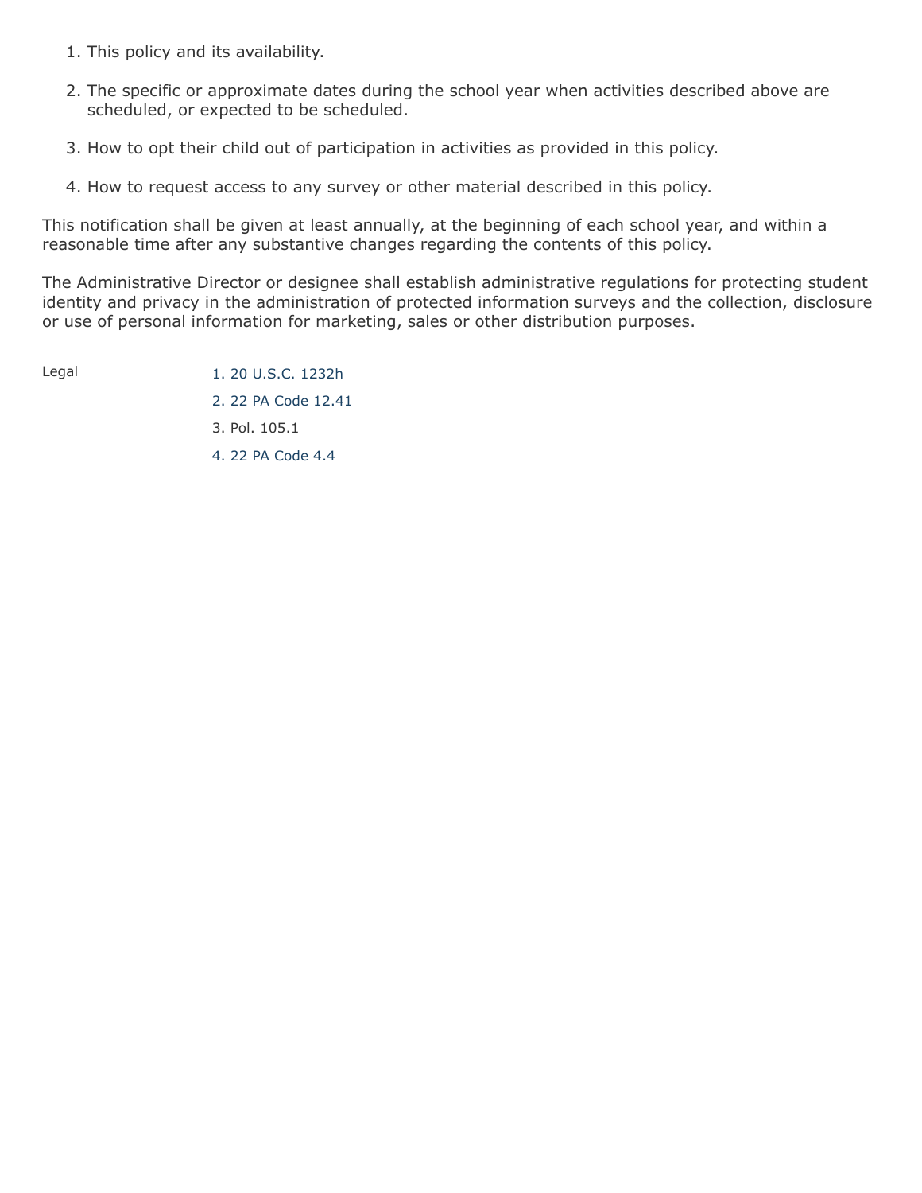1. This policy and its availability.
2. The specific or approximate dates during the school year when activities described above are scheduled, or expected to be scheduled.
3. How to opt their child out of participation in activities as provided in this policy.
4. How to request access to any survey or other material described in this policy.

This notification shall be given at least annually, at the beginning of each school year, and within a reasonable time after any substantive changes regarding the contents of this policy.

The Administrative Director or designee shall establish administrative regulations for protecting student identity and privacy in the administration of protected information surveys and the collection, disclosure or use of personal information for marketing, sales or other distribution purposes.

| | |
|---|---|
| Legal | 1. 20 U.S.C. 1232h |
| | 2. 22 PA Code 12.41 |
| | 3. Pol. 105.1 |
| | 4. 22 PA Code 4.4 |